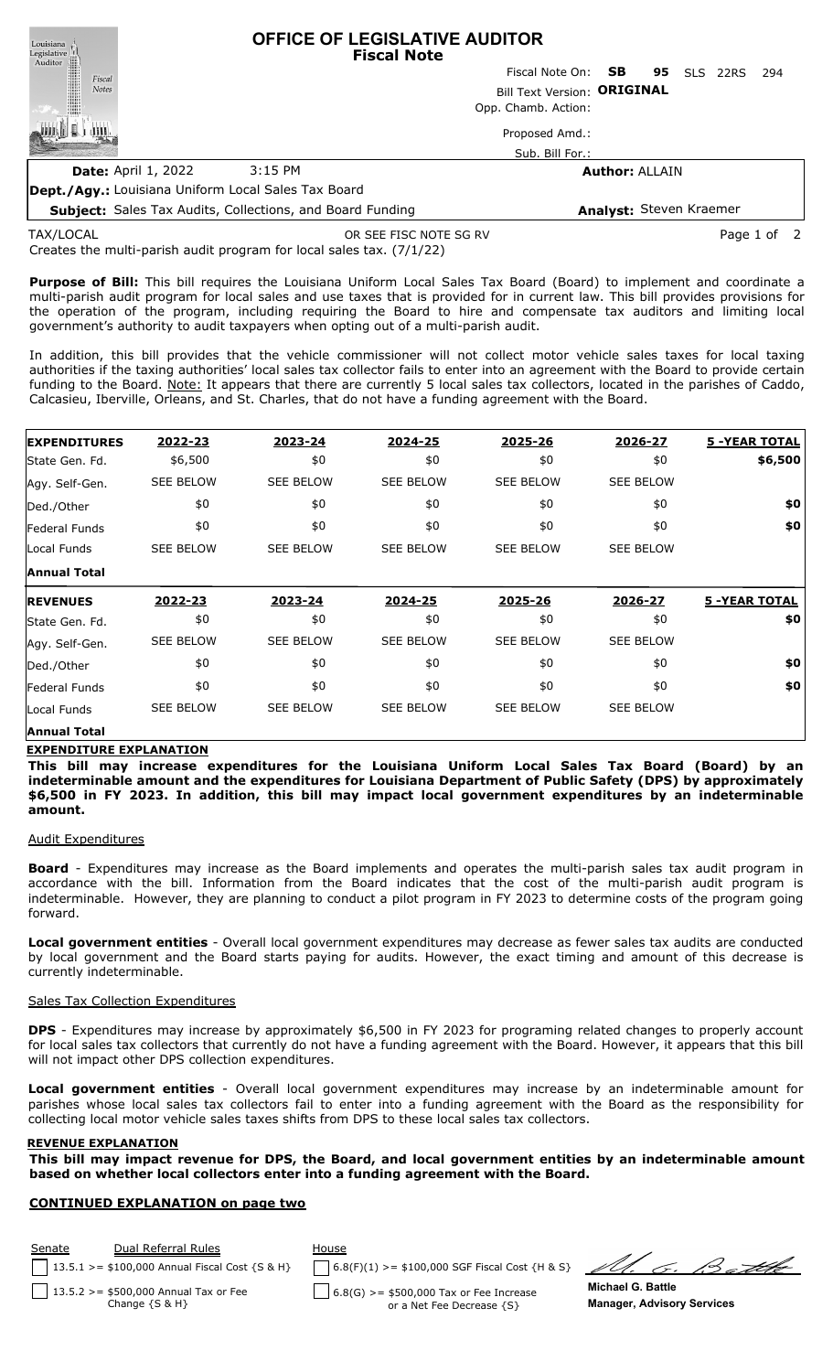# OFFICE OF LEGISLATIVE AUDITOR
## Fiscal Note

Fiscal Note On: **SB 95** SLS 22RS 294

Bill Text Version: **ORIGINAL**

Opp. Chamb. Action:

Proposed Amd.:

Sub. Bill For.:

**Date:** April 1, 2022 3:15 PM

**Author:** ALLAIN

**Dept./Agy.:** Louisiana Uniform Local Sales Tax Board

**Subject:** Sales Tax Audits, Collections, and Board Funding

**Analyst:** Steven Kraemer

TAX/LOCAL OR SEE FISC NOTE SG RV

Creates the multi-parish audit program for local sales tax. (7/1/22)

**Purpose of Bill:** This bill requires the Louisiana Uniform Local Sales Tax Board (Board) to implement and coordinate a multi-parish audit program for local sales and use taxes that is provided for in current law. This bill provides provisions for the operation of the program, including requiring the Board to hire and compensate tax auditors and limiting local government's authority to audit taxpayers when opting out of a multi-parish audit.

In addition, this bill provides that the vehicle commissioner will not collect motor vehicle sales taxes for local taxing authorities if the taxing authorities' local sales tax collector fails to enter into an agreement with the Board to provide certain funding to the Board. Note: It appears that there are currently 5 local sales tax collectors, located in the parishes of Caddo, Calcasieu, Iberville, Orleans, and St. Charles, that do not have a funding agreement with the Board.

| **EXPENDITURES** | **2022-23** | **2023-24** | **2024-25** | **2025-26** | **2026-27** | **5 -YEAR TOTAL** |
|---|---|---|---|---|---|---|
| State Gen. Fd. | $6,500 | $0 | $0 | $0 | $0 | **$6,500** |
| Agy. Self-Gen. | SEE BELOW | SEE BELOW | SEE BELOW | SEE BELOW | SEE BELOW | |
| Ded./Other | $0 | $0 | $0 | $0 | $0 | **$0** |
| Federal Funds | $0 | $0 | $0 | $0 | $0 | **$0** |
| Local Funds | SEE BELOW | SEE BELOW | SEE BELOW | SEE BELOW | SEE BELOW | |
| **Annual Total** | | | | | | |

| **REVENUES** | **2022-23** | **2023-24** | **2024-25** | **2025-26** | **2026-27** | **5 -YEAR TOTAL** |
|---|---|---|---|---|---|---|
| State Gen. Fd. | $0 | $0 | $0 | $0 | $0 | **$0** |
| Agy. Self-Gen. | SEE BELOW | SEE BELOW | SEE BELOW | SEE BELOW | SEE BELOW | |
| Ded./Other | $0 | $0 | $0 | $0 | $0 | **$0** |
| Federal Funds | $0 | $0 | $0 | $0 | $0 | **$0** |
| Local Funds | SEE BELOW | SEE BELOW | SEE BELOW | SEE BELOW | SEE BELOW | |
| **Annual Total** | | | | | | |

### EXPENDITURE EXPLANATION

**This bill may increase expenditures for the Louisiana Uniform Local Sales Tax Board (Board) by an indeterminable amount and the expenditures for Louisiana Department of Public Safety (DPS) by approximately $6,500 in FY 2023. In addition, this bill may impact local government expenditures by an indeterminable amount.**

Audit Expenditures

**Board** - Expenditures may increase as the Board implements and operates the multi-parish sales tax audit program in accordance with the bill. Information from the Board indicates that the cost of the multi-parish audit program is indeterminable. However, they are planning to conduct a pilot program in FY 2023 to determine costs of the program going forward.

**Local government entities** - Overall local government expenditures may decrease as fewer sales tax audits are conducted by local government and the Board starts paying for audits. However, the exact timing and amount of this decrease is currently indeterminable.

Sales Tax Collection Expenditures

**DPS** - Expenditures may increase by approximately $6,500 in FY 2023 for programing related changes to properly account for local sales tax collectors that currently do not have a funding agreement with the Board. However, it appears that this bill will not impact other DPS collection expenditures.

**Local government entities** - Overall local government expenditures may increase by an indeterminable amount for parishes whose local sales tax collectors fail to enter into a funding agreement with the Board as the responsibility for collecting local motor vehicle sales taxes shifts from DPS to these local sales tax collectors.

### REVENUE EXPLANATION

**This bill may impact revenue for DPS, the Board, and local government entities by an indeterminable amount based on whether local collectors enter into a funding agreement with the Board.**

**CONTINUED EXPLANATION on page two**

| Senate | Dual Referral Rules | House |
|---|---|---|
| ☐ | 13.5.1 >= $100,000 Annual Fiscal Cost {S & H} | ☐ 6.8(F)(1) >= $100,000 SGF Fiscal Cost {H & S} |
| ☐ | 13.5.2 >= $500,000 Annual Tax or Fee Change {S & H} | ☐ 6.8(G) >= $500,000 Tax or Fee Increase or a Net Fee Decrease {S} |

**Michael G. Battle**
**Manager, Advisory Services**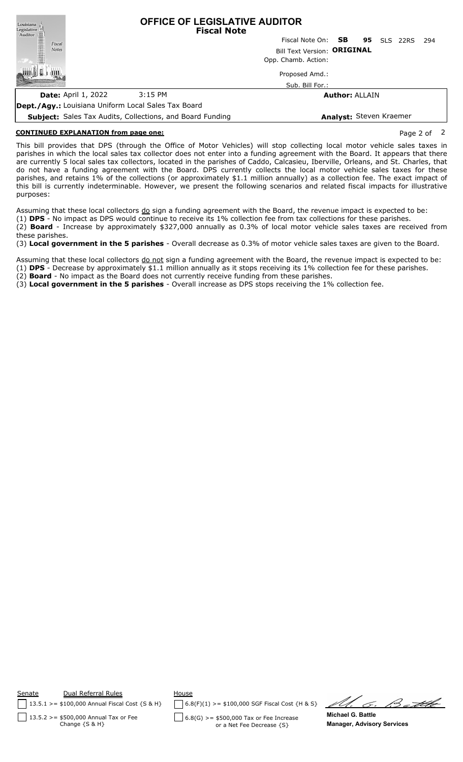# OFFICE OF LEGISLATIVE AUDITOR
## Fiscal Note

Fiscal Note On: **SB 95** SLS 22RS 294

Bill Text Version: **ORIGINAL**

Opp. Chamb. Action:

Proposed Amd.:

Sub. Bill For.:

**Date:** April 1, 2022 3:15 PM

**Author:** ALLAIN

**Dept./Agy.:** Louisiana Uniform Local Sales Tax Board

**Subject:** Sales Tax Audits, Collections, and Board Funding

**Analyst:** Steven Kraemer

**CONTINUED EXPLANATION from page one:**

This bill provides that DPS (through the Office of Motor Vehicles) will stop collecting local motor vehicle sales taxes in parishes in which the local sales tax collector does not enter into a funding agreement with the Board. It appears that there are currently 5 local sales tax collectors, located in the parishes of Caddo, Calcasieu, Iberville, Orleans, and St. Charles, that do not have a funding agreement with the Board. DPS currently collects the local motor vehicle sales taxes for these parishes, and retains 1% of the collections (or approximately $1.1 million annually) as a collection fee. The exact impact of this bill is currently indeterminable. However, we present the following scenarios and related fiscal impacts for illustrative purposes:

Assuming that these local collectors do sign a funding agreement with the Board, the revenue impact is expected to be:
(1) **DPS** - No impact as DPS would continue to receive its 1% collection fee from tax collections for these parishes.
(2) **Board** - Increase by approximately $327,000 annually as 0.3% of local motor vehicle sales taxes are received from these parishes.
(3) **Local government in the 5 parishes** - Overall decrease as 0.3% of motor vehicle sales taxes are given to the Board.

Assuming that these local collectors do not sign a funding agreement with the Board, the revenue impact is expected to be:
(1) **DPS** - Decrease by approximately $1.1 million annually as it stops receiving its 1% collection fee for these parishes.
(2) **Board** - No impact as the Board does not currently receive funding from these parishes.
(3) **Local government in the 5 parishes** - Overall increase as DPS stops receiving the 1% collection fee.

| Senate | Dual Referral Rules | House |
| --- | --- | --- |
| | 13.5.1 >= $100,000 Annual Fiscal Cost {S & H} | 6.8(F)(1) >= $100,000 SGF Fiscal Cost {H & S} |
| | 13.5.2 >= $500,000 Annual Tax or Fee Change {S & H} | 6.8(G) >= $500,000 Tax or Fee Increase or a Net Fee Decrease {S} |

**Michael G. Battle**
**Manager, Advisory Services**